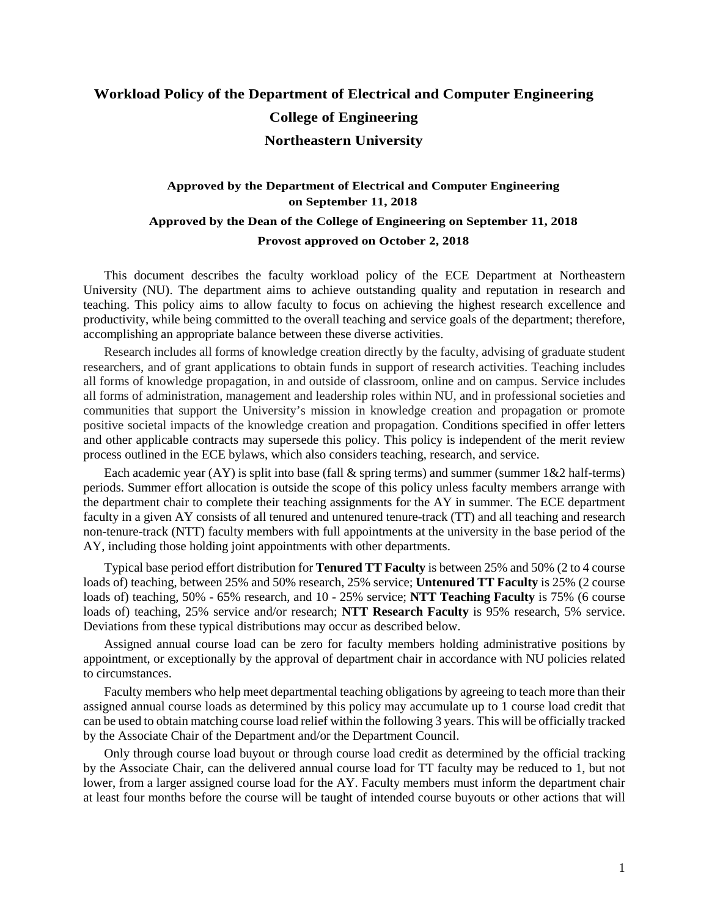# Workload Policy of the Department of Electrical and Computer Engineering

## College of Engineering

## Northeastern University

**Approved by the Department of Electrical and Computer Engineering on September 11, 2018**

**Approved by the Dean of the College of Engineering on September 11, 2018**

**Provost approved on October 2, 2018**

This document describes the faculty workload policy of the ECE Department at Northeastern University (NU). The department aims to achieve outstanding quality and reputation in research and teaching. This policy aims to allow faculty to focus on achieving the highest research excellence and productivity, while being committed to the overall teaching and service goals of the department; therefore, accomplishing an appropriate balance between these diverse activities.

Research includes all forms of knowledge creation directly by the faculty, advising of graduate student researchers, and of grant applications to obtain funds in support of research activities. Teaching includes all forms of knowledge propagation, in and outside of classroom, online and on campus. Service includes all forms of administration, management and leadership roles within NU, and in professional societies and communities that support the University's mission in knowledge creation and propagation or promote positive societal impacts of the knowledge creation and propagation. Conditions specified in offer letters and other applicable contracts may supersede this policy. This policy is independent of the merit review process outlined in the ECE bylaws, which also considers teaching, research, and service.

Each academic year (AY) is split into base (fall & spring terms) and summer (summer 1&2 half-terms) periods. Summer effort allocation is outside the scope of this policy unless faculty members arrange with the department chair to complete their teaching assignments for the AY in summer. The ECE department faculty in a given AY consists of all tenured and untenured tenure-track (TT) and all teaching and research non-tenure-track (NTT) faculty members with full appointments at the university in the base period of the AY, including those holding joint appointments with other departments.

Typical base period effort distribution for **Tenured TT Faculty** is between 25% and 50% (2 to 4 course loads of) teaching, between 25% and 50% research, 25% service; **Untenured TT Faculty** is 25% (2 course loads of) teaching, 50% - 65% research, and 10 - 25% service; **NTT Teaching Faculty** is 75% (6 course loads of) teaching, 25% service and/or research; **NTT Research Faculty** is 95% research, 5% service. Deviations from these typical distributions may occur as described below.

Assigned annual course load can be zero for faculty members holding administrative positions by appointment, or exceptionally by the approval of department chair in accordance with NU policies related to circumstances.

Faculty members who help meet departmental teaching obligations by agreeing to teach more than their assigned annual course loads as determined by this policy may accumulate up to 1 course load credit that can be used to obtain matching course load relief within the following 3 years. This will be officially tracked by the Associate Chair of the Department and/or the Department Council.

Only through course load buyout or through course load credit as determined by the official tracking by the Associate Chair, can the delivered annual course load for TT faculty may be reduced to 1, but not lower, from a larger assigned course load for the AY. Faculty members must inform the department chair at least four months before the course will be taught of intended course buyouts or other actions that will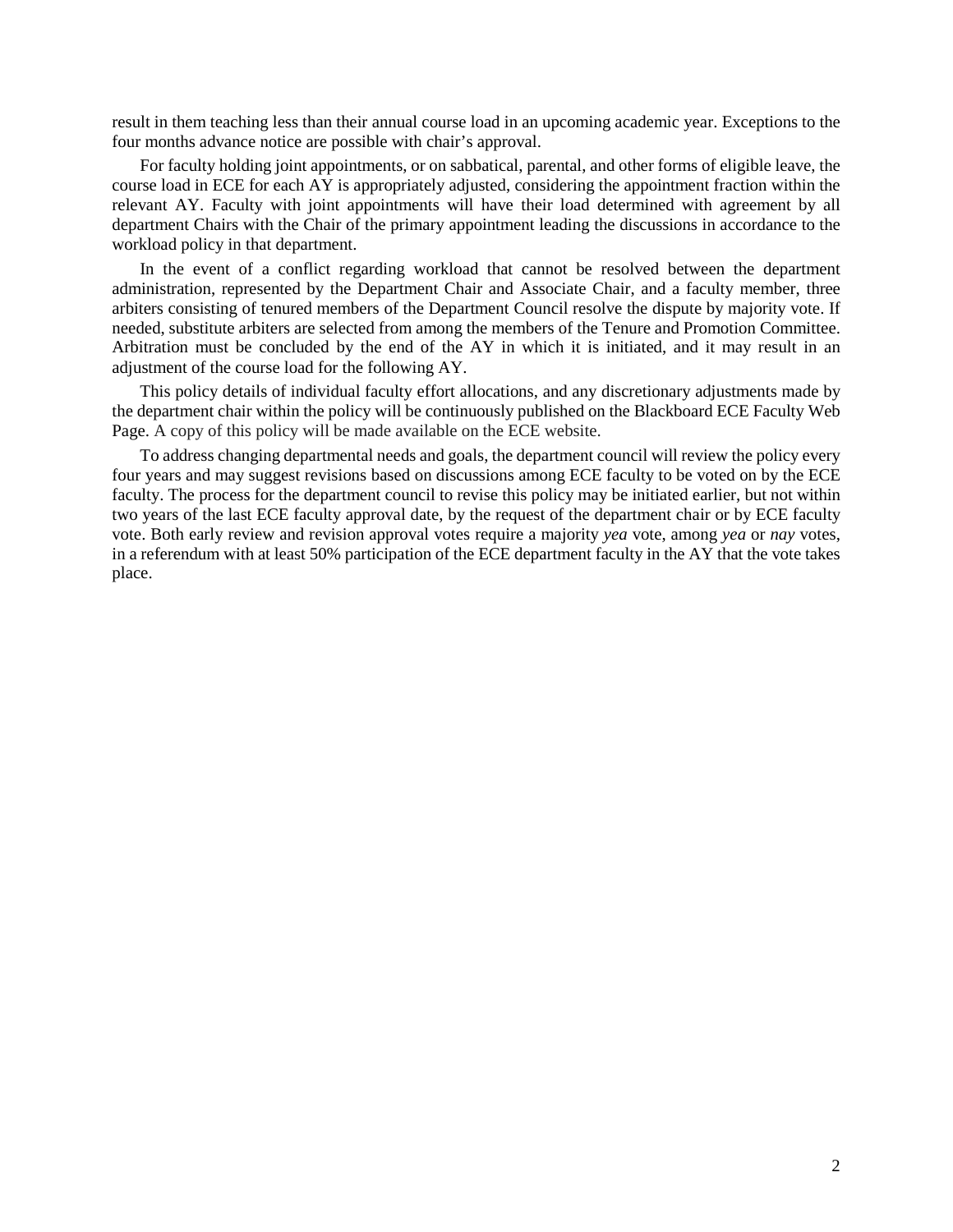result in them teaching less than their annual course load in an upcoming academic year. Exceptions to the four months advance notice are possible with chair's approval.

For faculty holding joint appointments, or on sabbatical, parental, and other forms of eligible leave, the course load in ECE for each AY is appropriately adjusted, considering the appointment fraction within the relevant AY. Faculty with joint appointments will have their load determined with agreement by all department Chairs with the Chair of the primary appointment leading the discussions in accordance to the workload policy in that department.

In the event of a conflict regarding workload that cannot be resolved between the department administration, represented by the Department Chair and Associate Chair, and a faculty member, three arbiters consisting of tenured members of the Department Council resolve the dispute by majority vote. If needed, substitute arbiters are selected from among the members of the Tenure and Promotion Committee. Arbitration must be concluded by the end of the AY in which it is initiated, and it may result in an adjustment of the course load for the following AY.

This policy details of individual faculty effort allocations, and any discretionary adjustments made by the department chair within the policy will be continuously published on the Blackboard ECE Faculty Web Page. A copy of this policy will be made available on the ECE website.

To address changing departmental needs and goals, the department council will review the policy every four years and may suggest revisions based on discussions among ECE faculty to be voted on by the ECE faculty. The process for the department council to revise this policy may be initiated earlier, but not within two years of the last ECE faculty approval date, by the request of the department chair or by ECE faculty vote. Both early review and revision approval votes require a majority *yea* vote, among *yea* or *nay* votes, in a referendum with at least 50% participation of the ECE department faculty in the AY that the vote takes place.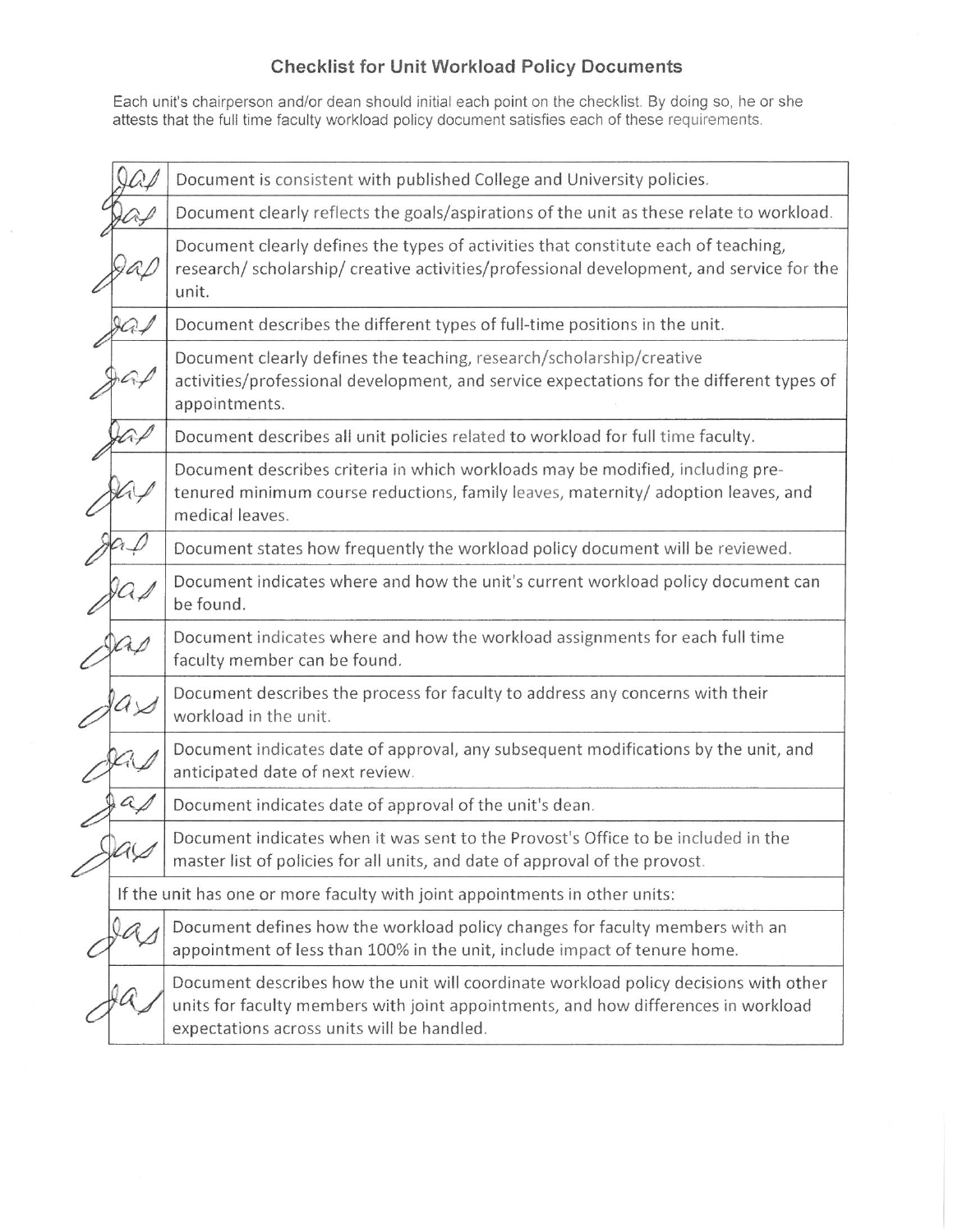## Checklist for Unit Workload Policy Documents

Each unit's chairperson and/or dean should initial each point on the checklist. By doing so, he or she attests that the full time faculty workload policy document satisfies each of these requirements.

| | |
|---|---|
| JAS | Document is consistent with published College and University policies. |
| JAS | Document clearly reflects the goals/aspirations of the unit as these relate to workload. |
| JAS | Document clearly defines the types of activities that constitute each of teaching, research/ scholarship/ creative activities/professional development, and service for the unit. |
| JAS | Document describes the different types of full-time positions in the unit. |
| JAS | Document clearly defines the teaching, research/scholarship/creative activities/professional development, and service expectations for the different types of appointments. |
| JAS | Document describes all unit policies related to workload for full time faculty. |
| JAS | Document describes criteria in which workloads may be modified, including pre-tenured minimum course reductions, family leaves, maternity/ adoption leaves, and medical leaves. |
| JAS | Document states how frequently the workload policy document will be reviewed. |
| JAS | Document indicates where and how the unit's current workload policy document can be found. |
| JAS | Document indicates where and how the workload assignments for each full time faculty member can be found. |
| JAS | Document describes the process for faculty to address any concerns with their workload in the unit. |
| JAS | Document indicates date of approval, any subsequent modifications by the unit, and anticipated date of next review. |
| JAS | Document indicates date of approval of the unit's dean. |
| JAS | Document indicates when it was sent to the Provost's Office to be included in the master list of policies for all units, and date of approval of the provost. |
| If the unit has one or more faculty with joint appointments in other units: | |
| JAS | Document defines how the workload policy changes for faculty members with an appointment of less than 100% in the unit, include impact of tenure home. |
| JAS | Document describes how the unit will coordinate workload policy decisions with other units for faculty members with joint appointments, and how differences in workload expectations across units will be handled. |